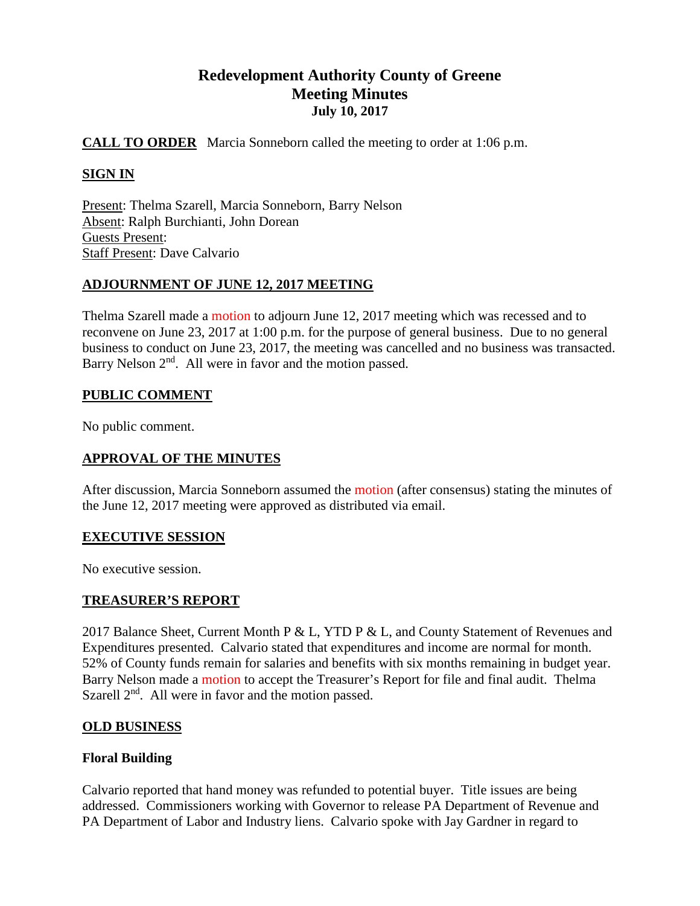# Redevelopment Authority County of Greene
## Meeting Minutes
### July 10, 2017

**CALL TO ORDER** Marcia Sonneborn called the meeting to order at 1:06 p.m.

**SIGN IN**

Present: Thelma Szarell, Marcia Sonneborn, Barry Nelson
Absent: Ralph Burchianti, John Dorean
Guests Present:
Staff Present: Dave Calvario

**ADJOURNMENT OF JUNE 12, 2017 MEETING**

Thelma Szarell made a motion to adjourn June 12, 2017 meeting which was recessed and to reconvene on June 23, 2017 at 1:00 p.m. for the purpose of general business. Due to no general business to conduct on June 23, 2017, the meeting was cancelled and no business was transacted. Barry Nelson 2nd. All were in favor and the motion passed.

**PUBLIC COMMENT**

No public comment.

**APPROVAL OF THE MINUTES**

After discussion, Marcia Sonneborn assumed the motion (after consensus) stating the minutes of the June 12, 2017 meeting were approved as distributed via email.

**EXECUTIVE SESSION**

No executive session.

**TREASURER'S REPORT**

2017 Balance Sheet, Current Month P & L, YTD P & L, and County Statement of Revenues and Expenditures presented. Calvario stated that expenditures and income are normal for month. 52% of County funds remain for salaries and benefits with six months remaining in budget year. Barry Nelson made a motion to accept the Treasurer's Report for file and final audit. Thelma Szarell 2nd. All were in favor and the motion passed.

**OLD BUSINESS**

**Floral Building**

Calvario reported that hand money was refunded to potential buyer. Title issues are being addressed. Commissioners working with Governor to release PA Department of Revenue and PA Department of Labor and Industry liens. Calvario spoke with Jay Gardner in regard to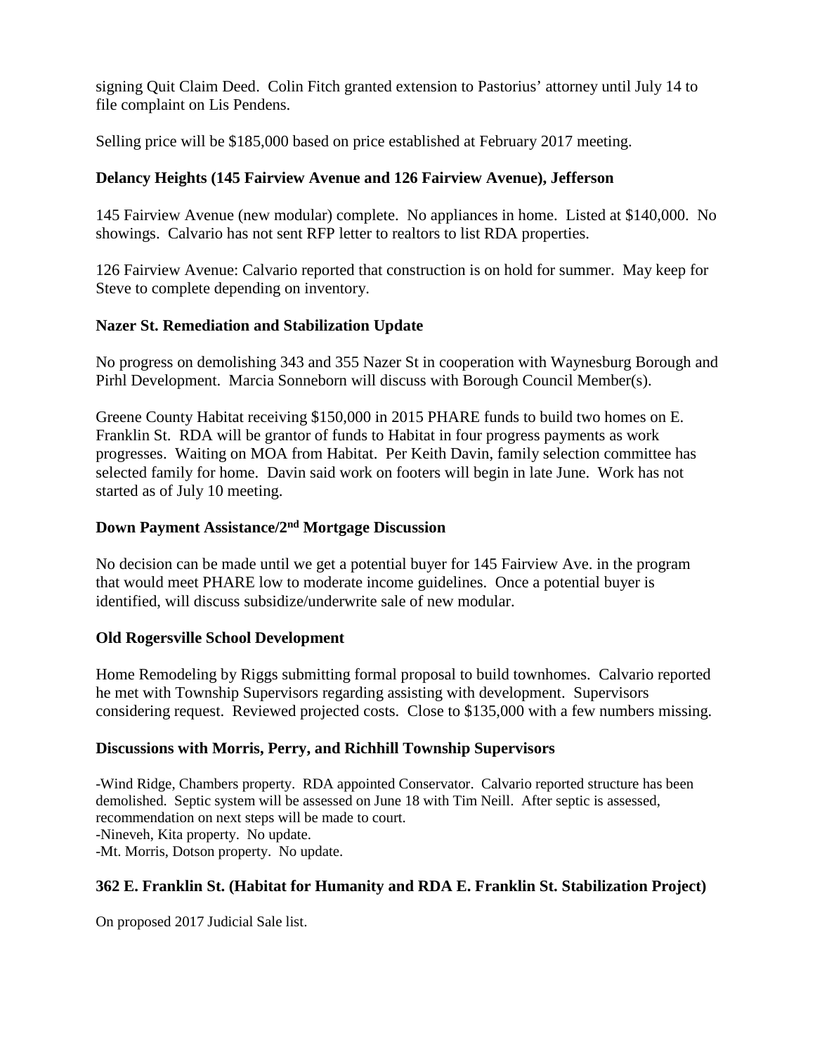signing Quit Claim Deed. Colin Fitch granted extension to Pastorius' attorney until July 14 to file complaint on Lis Pendens.

Selling price will be $185,000 based on price established at February 2017 meeting.

**Delancy Heights (145 Fairview Avenue and 126 Fairview Avenue), Jefferson**

145 Fairview Avenue (new modular) complete. No appliances in home. Listed at $140,000. No showings. Calvario has not sent RFP letter to realtors to list RDA properties.

126 Fairview Avenue: Calvario reported that construction is on hold for summer. May keep for Steve to complete depending on inventory.

**Nazer St. Remediation and Stabilization Update**

No progress on demolishing 343 and 355 Nazer St in cooperation with Waynesburg Borough and Pirhl Development. Marcia Sonneborn will discuss with Borough Council Member(s).

Greene County Habitat receiving $150,000 in 2015 PHARE funds to build two homes on E. Franklin St. RDA will be grantor of funds to Habitat in four progress payments as work progresses. Waiting on MOA from Habitat. Per Keith Davin, family selection committee has selected family for home. Davin said work on footers will begin in late June. Work has not started as of July 10 meeting.

**Down Payment Assistance/2nd Mortgage Discussion**

No decision can be made until we get a potential buyer for 145 Fairview Ave. in the program that would meet PHARE low to moderate income guidelines. Once a potential buyer is identified, will discuss subsidize/underwrite sale of new modular.

**Old Rogersville School Development**

Home Remodeling by Riggs submitting formal proposal to build townhomes. Calvario reported he met with Township Supervisors regarding assisting with development. Supervisors considering request. Reviewed projected costs. Close to $135,000 with a few numbers missing.

**Discussions with Morris, Perry, and Richhill Township Supervisors**

- Wind Ridge, Chambers property. RDA appointed Conservator. Calvario reported structure has been demolished. Septic system will be assessed on June 18 with Tim Neill. After septic is assessed, recommendation on next steps will be made to court.
- Nineveh, Kita property. No update.
- Mt. Morris, Dotson property. No update.

**362 E. Franklin St. (Habitat for Humanity and RDA E. Franklin St. Stabilization Project)**

On proposed 2017 Judicial Sale list.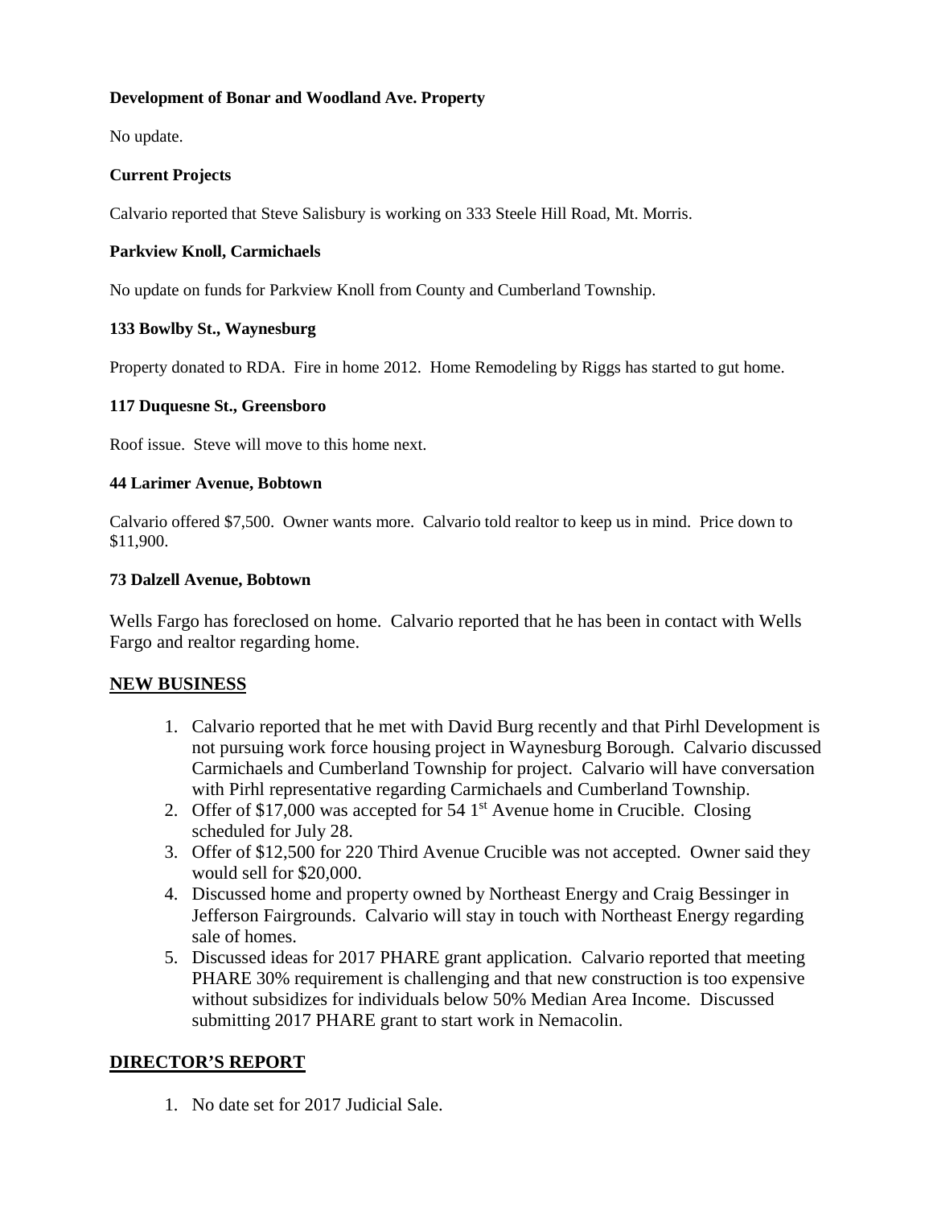**Development of Bonar and Woodland Ave. Property**

No update.

**Current Projects**

Calvario reported that Steve Salisbury is working on 333 Steele Hill Road, Mt. Morris.

**Parkview Knoll, Carmichaels**

No update on funds for Parkview Knoll from County and Cumberland Township.

**133 Bowlby St., Waynesburg**

Property donated to RDA. Fire in home 2012. Home Remodeling by Riggs has started to gut home.

**117 Duquesne St., Greensboro**

Roof issue. Steve will move to this home next.

**44 Larimer Avenue, Bobtown**

Calvario offered $7,500. Owner wants more. Calvario told realtor to keep us in mind. Price down to $11,900.

**73 Dalzell Avenue, Bobtown**

Wells Fargo has foreclosed on home. Calvario reported that he has been in contact with Wells Fargo and realtor regarding home.

## NEW BUSINESS

1. Calvario reported that he met with David Burg recently and that Pirhl Development is not pursuing work force housing project in Waynesburg Borough. Calvario discussed Carmichaels and Cumberland Township for project. Calvario will have conversation with Pirhl representative regarding Carmichaels and Cumberland Township.
2. Offer of $17,000 was accepted for 54 1st Avenue home in Crucible. Closing scheduled for July 28.
3. Offer of $12,500 for 220 Third Avenue Crucible was not accepted. Owner said they would sell for $20,000.
4. Discussed home and property owned by Northeast Energy and Craig Bessinger in Jefferson Fairgrounds. Calvario will stay in touch with Northeast Energy regarding sale of homes.
5. Discussed ideas for 2017 PHARE grant application. Calvario reported that meeting PHARE 30% requirement is challenging and that new construction is too expensive without subsidizes for individuals below 50% Median Area Income. Discussed submitting 2017 PHARE grant to start work in Nemacolin.

## DIRECTOR'S REPORT

1. No date set for 2017 Judicial Sale.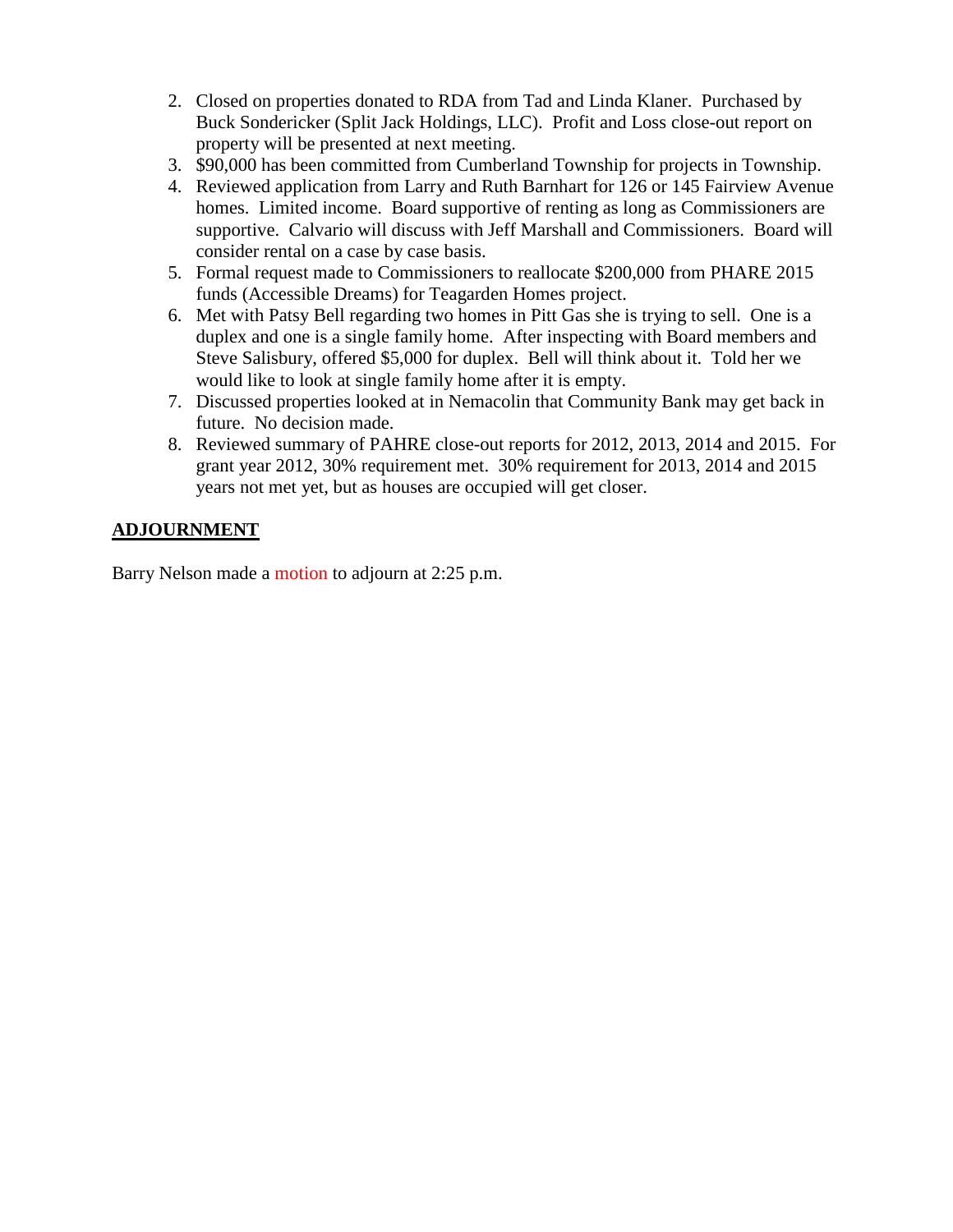2. Closed on properties donated to RDA from Tad and Linda Klaner. Purchased by Buck Sondericker (Split Jack Holdings, LLC). Profit and Loss close-out report on property will be presented at next meeting.
3. $90,000 has been committed from Cumberland Township for projects in Township.
4. Reviewed application from Larry and Ruth Barnhart for 126 or 145 Fairview Avenue homes. Limited income. Board supportive of renting as long as Commissioners are supportive. Calvario will discuss with Jeff Marshall and Commissioners. Board will consider rental on a case by case basis.
5. Formal request made to Commissioners to reallocate $200,000 from PHARE 2015 funds (Accessible Dreams) for Teagarden Homes project.
6. Met with Patsy Bell regarding two homes in Pitt Gas she is trying to sell. One is a duplex and one is a single family home. After inspecting with Board members and Steve Salisbury, offered $5,000 for duplex. Bell will think about it. Told her we would like to look at single family home after it is empty.
7. Discussed properties looked at in Nemacolin that Community Bank may get back in future. No decision made.
8. Reviewed summary of PAHRE close-out reports for 2012, 2013, 2014 and 2015. For grant year 2012, 30% requirement met. 30% requirement for 2013, 2014 and 2015 years not met yet, but as houses are occupied will get closer.

## ADJOURNMENT

Barry Nelson made a motion to adjourn at 2:25 p.m.